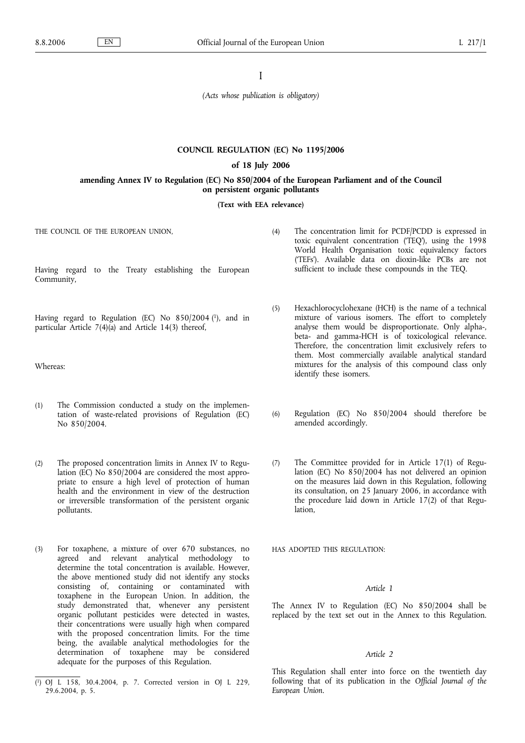I

*(Acts whose publication is obligatory)*

# COUNCIL REGULATION (EC) No 1195/2006

## of 18 July 2006

## amending Annex IV to Regulation (EC) No 850/2004 of the European Parliament and of the Council on persistent organic pollutants

**(Text with EEA relevance)**

THE COUNCIL OF THE EUROPEAN UNION,

Having regard to the Treaty establishing the European Community,

Having regard to Regulation (EC) No 850/2004 [1], and in particular Article 7(4)(a) and Article 14(3) thereof,

Whereas:

(1) The Commission conducted a study on the implementation of waste-related provisions of Regulation (EC) No 850/2004.

(2) The proposed concentration limits in Annex IV to Regulation (EC) No 850/2004 are considered the most appropriate to ensure a high level of protection of human health and the environment in view of the destruction or irreversible transformation of the persistent organic pollutants.

(3) For toxaphene, a mixture of over 670 substances, no agreed and relevant analytical methodology to determine the total concentration is available. However, the above mentioned study did not identify any stocks consisting of, containing or contaminated with toxaphene in the European Union. In addition, the study demonstrated that, whenever any persistent organic pollutant pesticides were detected in wastes, their concentrations were usually high when compared with the proposed concentration limits. For the time being, the available analytical methodologies for the determination of toxaphene may be considered adequate for the purposes of this Regulation.

(4) The concentration limit for PCDF/PCDD is expressed in toxic equivalent concentration ('TEQ'), using the 1998 World Health Organisation toxic equivalency factors ('TEFs'). Available data on dioxin-like PCBs are not sufficient to include these compounds in the TEQ.

(5) Hexachlorocyclohexane (HCH) is the name of a technical mixture of various isomers. The effort to completely analyse them would be disproportionate. Only alpha-, beta- and gamma-HCH is of toxicological relevance. Therefore, the concentration limit exclusively refers to them. Most commercially available analytical standard mixtures for the analysis of this compound class only identify these isomers.

(6) Regulation (EC) No 850/2004 should therefore be amended accordingly.

(7) The Committee provided for in Article 17(1) of Regulation (EC) No 850/2004 has not delivered an opinion on the measures laid down in this Regulation, following its consultation, on 25 January 2006, in accordance with the procedure laid down in Article 17(2) of that Regulation,

HAS ADOPTED THIS REGULATION:

*Article 1*

The Annex IV to Regulation (EC) No 850/2004 shall be replaced by the text set out in the Annex to this Regulation.

*Article 2*

This Regulation shall enter into force on the twentieth day following that of its publication in the *Official Journal of the European Union*.

[1] OJ L 158, 30.4.2004, p. 7. Corrected version in OJ L 229, 29.6.2004, p. 5.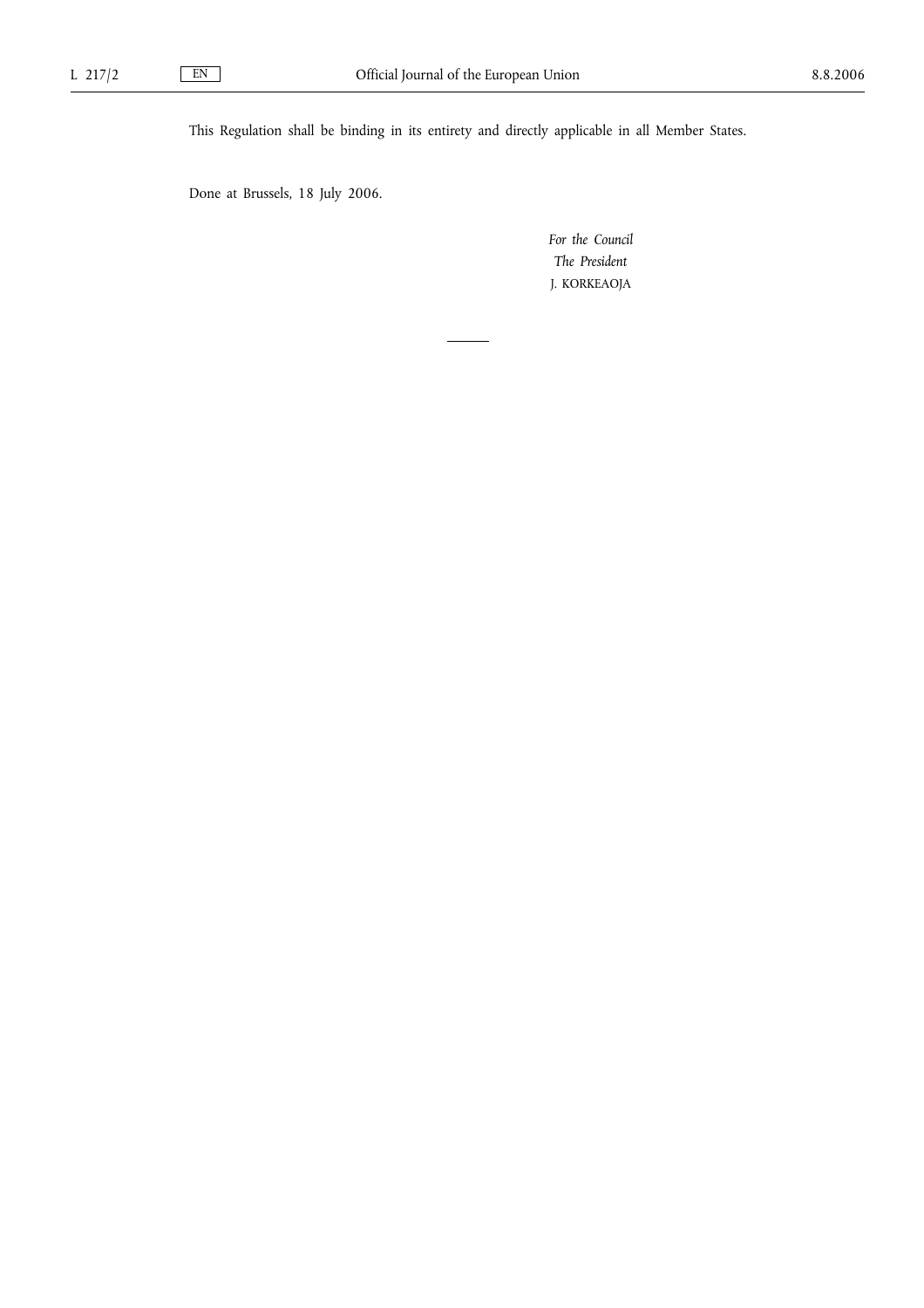This Regulation shall be binding in its entirety and directly applicable in all Member States.

Done at Brussels, 18 July 2006.

*For the Council*

*The President*

J. KORKEAOJA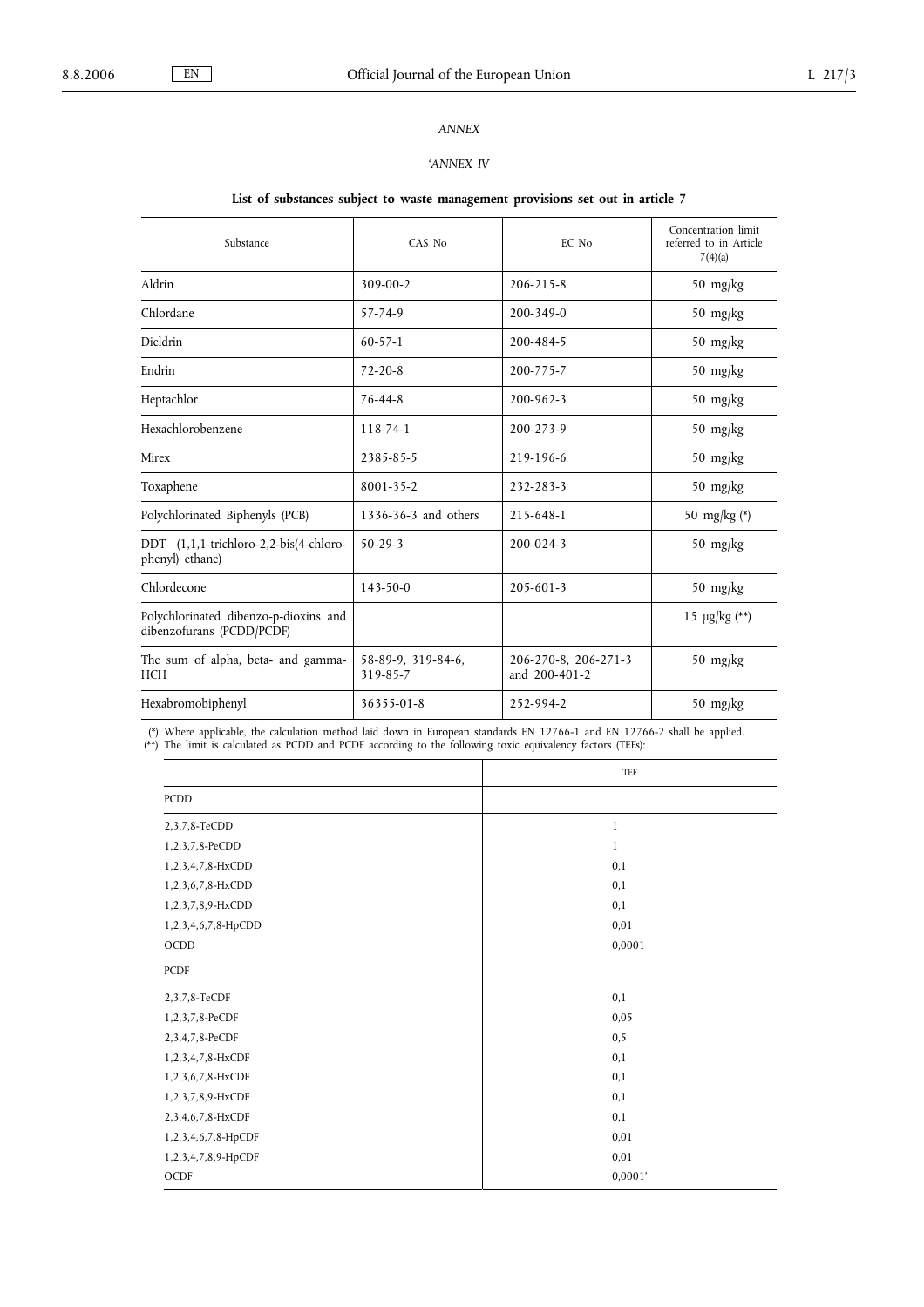*ANNEX*

*'ANNEX IV*

**List of substances subject to waste management provisions set out in article 7**

| Substance | CAS No | EC No | Concentration limit referred to in Article 7(4)(a) |
|---|---|---|---|
| Aldrin | 309-00-2 | 206-215-8 | 50 mg/kg |
| Chlordane | 57-74-9 | 200-349-0 | 50 mg/kg |
| Dieldrin | 60-57-1 | 200-484-5 | 50 mg/kg |
| Endrin | 72-20-8 | 200-775-7 | 50 mg/kg |
| Heptachlor | 76-44-8 | 200-962-3 | 50 mg/kg |
| Hexachlorobenzene | 118-74-1 | 200-273-9 | 50 mg/kg |
| Mirex | 2385-85-5 | 219-196-6 | 50 mg/kg |
| Toxaphene | 8001-35-2 | 232-283-3 | 50 mg/kg |
| Polychlorinated Biphenyls (PCB) | 1336-36-3 and others | 215-648-1 | 50 mg/kg (*) |
| DDT (1,1,1-trichloro-2,2-bis(4-chlorophenyl) ethane) | 50-29-3 | 200-024-3 | 50 mg/kg |
| Chlordecone | 143-50-0 | 205-601-3 | 50 mg/kg |
| Polychlorinated dibenzo-p-dioxins and dibenzofurans (PCDD/PCDF) | | | 15 μg/kg (**) |
| The sum of alpha, beta- and gamma-HCH | 58-89-9, 319-84-6, 319-85-7 | 206-270-8, 206-271-3 and 200-401-2 | 50 mg/kg |
| Hexabromobiphenyl | 36355-01-8 | 252-994-2 | 50 mg/kg |

(*) Where applicable, the calculation method laid down in European standards EN 12766-1 and EN 12766-2 shall be applied.

(**) The limit is calculated as PCDD and PCDF according to the following toxic equivalency factors (TEFs):

| | TEF |
|---|---|
| PCDD | |
| 2,3,7,8-TeCDD | 1 |
| 1,2,3,7,8-PeCDD | 1 |
| 1,2,3,4,7,8-HxCDD | 0,1 |
| 1,2,3,6,7,8-HxCDD | 0,1 |
| 1,2,3,7,8,9-HxCDD | 0,1 |
| 1,2,3,4,6,7,8-HpCDD | 0,01 |
| OCDD | 0,0001 |
| PCDF | |
| 2,3,7,8-TeCDF | 0,1 |
| 1,2,3,7,8-PeCDF | 0,05 |
| 2,3,4,7,8-PeCDF | 0,5 |
| 1,2,3,4,7,8-HxCDF | 0,1 |
| 1,2,3,6,7,8-HxCDF | 0,1 |
| 1,2,3,7,8,9-HxCDF | 0,1 |
| 2,3,4,6,7,8-HxCDF | 0,1 |
| 1,2,3,4,6,7,8-HpCDF | 0,01 |
| 1,2,3,4,7,8,9-HpCDF | 0,01 |
| OCDF | 0,0001' |